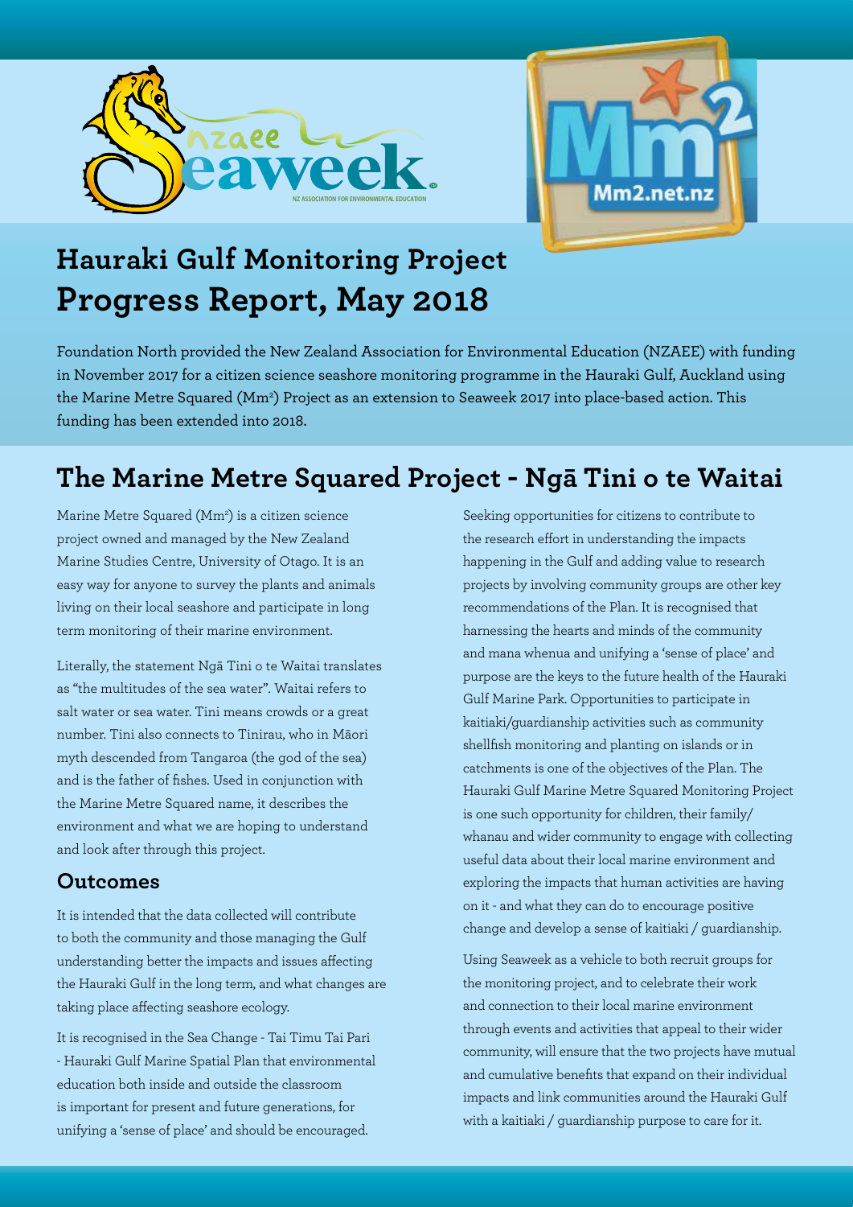# Hauraki Gulf Monitoring Project
# Progress Report, May 2018

Foundation North provided the New Zealand Association for Environmental Education (NZAEE) with funding in November 2017 for a citizen science seashore monitoring programme in the Hauraki Gulf, Auckland using the Marine Metre Squared (Mm$^2$) Project as an extension to Seaweek 2017 into place-based action. This funding has been extended into 2018.

## The Marine Metre Squared Project - Ngā Tini o te Waitai

Marine Metre Squared (Mm$^2$) is a citizen science project owned and managed by the New Zealand Marine Studies Centre, University of Otago. It is an easy way for anyone to survey the plants and animals living on their local seashore and participate in long term monitoring of their marine environment.

Literally, the statement Ngā Tini o te Waitai translates as "the multitudes of the sea water". Waitai refers to salt water or sea water. Tini means crowds or a great number. Tini also connects to Tinirau, who in Māori myth descended from Tangaroa (the god of the sea) and is the father of fishes. Used in conjunction with the Marine Metre Squared name, it describes the environment and what we are hoping to understand and look after through this project.

### Outcomes

It is intended that the data collected will contribute to both the community and those managing the Gulf understanding better the impacts and issues affecting the Hauraki Gulf in the long term, and what changes are taking place affecting seashore ecology.

It is recognised in the Sea Change - Tai Timu Tai Pari - Hauraki Gulf Marine Spatial Plan that environmental education both inside and outside the classroom is important for present and future generations, for unifying a 'sense of place' and should be encouraged.

Seeking opportunities for citizens to contribute to the research effort in understanding the impacts happening in the Gulf and adding value to research projects by involving community groups are other key recommendations of the Plan. It is recognised that harnessing the hearts and minds of the community and mana whenua and unifying a 'sense of place' and purpose are the keys to the future health of the Hauraki Gulf Marine Park. Opportunities to participate in kaitiaki/guardianship activities such as community shellfish monitoring and planting on islands or in catchments is one of the objectives of the Plan. The Hauraki Gulf Marine Metre Squared Monitoring Project is one such opportunity for children, their family/whanau and wider community to engage with collecting useful data about their local marine environment and exploring the impacts that human activities are having on it - and what they can do to encourage positive change and develop a sense of kaitiaki / guardianship.

Using Seaweek as a vehicle to both recruit groups for the monitoring project, and to celebrate their work and connection to their local marine environment through events and activities that appeal to their wider community, will ensure that the two projects have mutual and cumulative benefits that expand on their individual impacts and link communities around the Hauraki Gulf with a kaitiaki / guardianship purpose to care for it.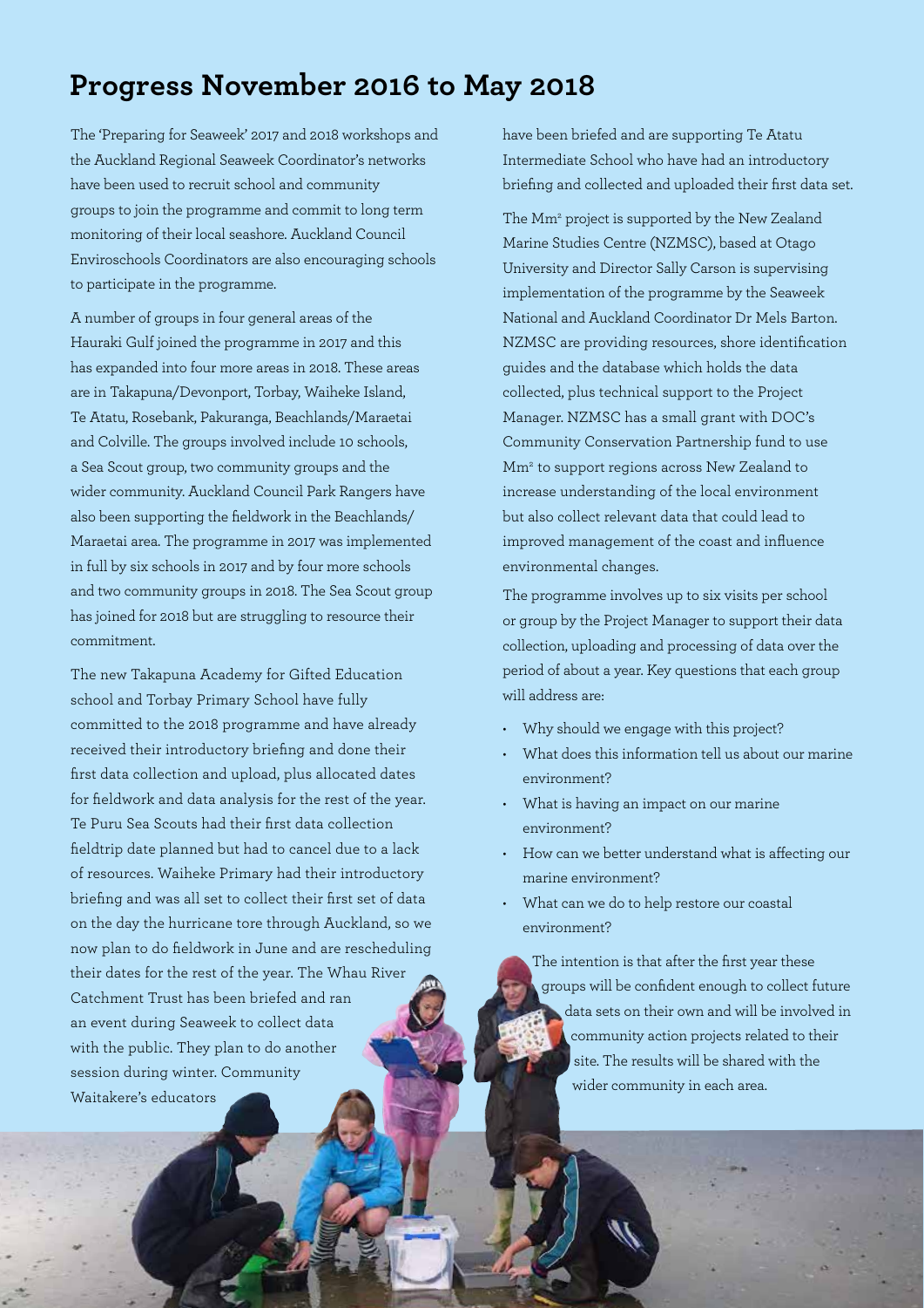## Progress November 2016 to May 2018

The 'Preparing for Seaweek' 2017 and 2018 workshops and the Auckland Regional Seaweek Coordinator's networks have been used to recruit school and community groups to join the programme and commit to long term monitoring of their local seashore. Auckland Council Enviroschools Coordinators are also encouraging schools to participate in the programme.

A number of groups in four general areas of the Hauraki Gulf joined the programme in 2017 and this has expanded into four more areas in 2018. These areas are in Takapuna/Devonport, Torbay, Waiheke Island, Te Atatu, Rosebank, Pakuranga, Beachlands/Maraetai and Colville. The groups involved include 10 schools, a Sea Scout group, two community groups and the wider community. Auckland Council Park Rangers have also been supporting the fieldwork in the Beachlands/Maraetai area. The programme in 2017 was implemented in full by six schools in 2017 and by four more schools and two community groups in 2018. The Sea Scout group has joined for 2018 but are struggling to resource their commitment.

The new Takapuna Academy for Gifted Education school and Torbay Primary School have fully committed to the 2018 programme and have already received their introductory briefing and done their first data collection and upload, plus allocated dates for fieldwork and data analysis for the rest of the year. Te Puru Sea Scouts had their first data collection fieldtrip date planned but had to cancel due to a lack of resources. Waiheke Primary had their introductory briefing and was all set to collect their first set of data on the day the hurricane tore through Auckland, so we now plan to do fieldwork in June and are rescheduling their dates for the rest of the year. The Whau River Catchment Trust has been briefed and ran an event during Seaweek to collect data with the public. They plan to do another session during winter. Community Waitakere's educators have been briefed and are supporting Te Atatu Intermediate School who have had an introductory briefing and collected and uploaded their first data set.

The Mm² project is supported by the New Zealand Marine Studies Centre (NZMSC), based at Otago University and Director Sally Carson is supervising implementation of the programme by the Seaweek National and Auckland Coordinator Dr Mels Barton. NZMSC are providing resources, shore identification guides and the database which holds the data collected, plus technical support to the Project Manager. NZMSC has a small grant with DOC's Community Conservation Partnership fund to use Mm² to support regions across New Zealand to increase understanding of the local environment but also collect relevant data that could lead to improved management of the coast and influence environmental changes.

The programme involves up to six visits per school or group by the Project Manager to support their data collection, uploading and processing of data over the period of about a year. Key questions that each group will address are:

- Why should we engage with this project?
- What does this information tell us about our marine environment?
- What is having an impact on our marine environment?
- How can we better understand what is affecting our marine environment?
- What can we do to help restore our coastal environment?

The intention is that after the first year these groups will be confident enough to collect future data sets on their own and will be involved in community action projects related to their site. The results will be shared with the wider community in each area.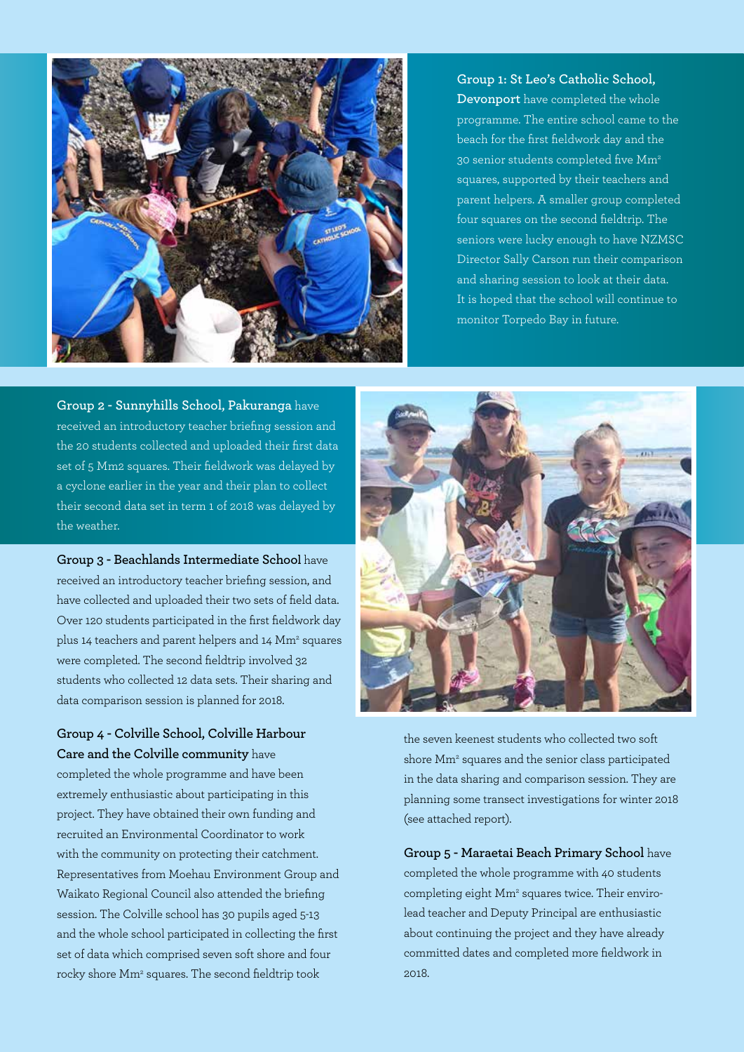**Group 1: St Leo's Catholic School, Devonport** have completed the whole programme. The entire school came to the beach for the first fieldwork day and the 30 senior students completed five Mm² squares, supported by their teachers and parent helpers. A smaller group completed four squares on the second fieldtrip. The seniors were lucky enough to have NZMSC Director Sally Carson run their comparison and sharing session to look at their data. It is hoped that the school will continue to monitor Torpedo Bay in future.

**Group 2 - Sunnyhills School, Pakuranga** have received an introductory teacher briefing session and the 20 students collected and uploaded their first data set of 5 Mm2 squares. Their fieldwork was delayed by a cyclone earlier in the year and their plan to collect their second data set in term 1 of 2018 was delayed by the weather.

**Group 3 - Beachlands Intermediate School** have received an introductory teacher briefing session, and have collected and uploaded their two sets of field data. Over 120 students participated in the first fieldwork day plus 14 teachers and parent helpers and 14 Mm² squares were completed. The second fieldtrip involved 32 students who collected 12 data sets. Their sharing and data comparison session is planned for 2018.

**Group 4 - Colville School, Colville Harbour Care and the Colville community** have completed the whole programme and have been extremely enthusiastic about participating in this project. They have obtained their own funding and recruited an Environmental Coordinator to work with the community on protecting their catchment. Representatives from Moehau Environment Group and Waikato Regional Council also attended the briefing session. The Colville school has 30 pupils aged 5-13 and the whole school participated in collecting the first set of data which comprised seven soft shore and four rocky shore Mm² squares. The second fieldtrip took the seven keenest students who collected two soft shore Mm² squares and the senior class participated in the data sharing and comparison session. They are planning some transect investigations for winter 2018 (see attached report).

**Group 5 - Maraetai Beach Primary School** have completed the whole programme with 40 students completing eight Mm² squares twice. Their enviro-lead teacher and Deputy Principal are enthusiastic about continuing the project and they have already committed dates and completed more fieldwork in 2018.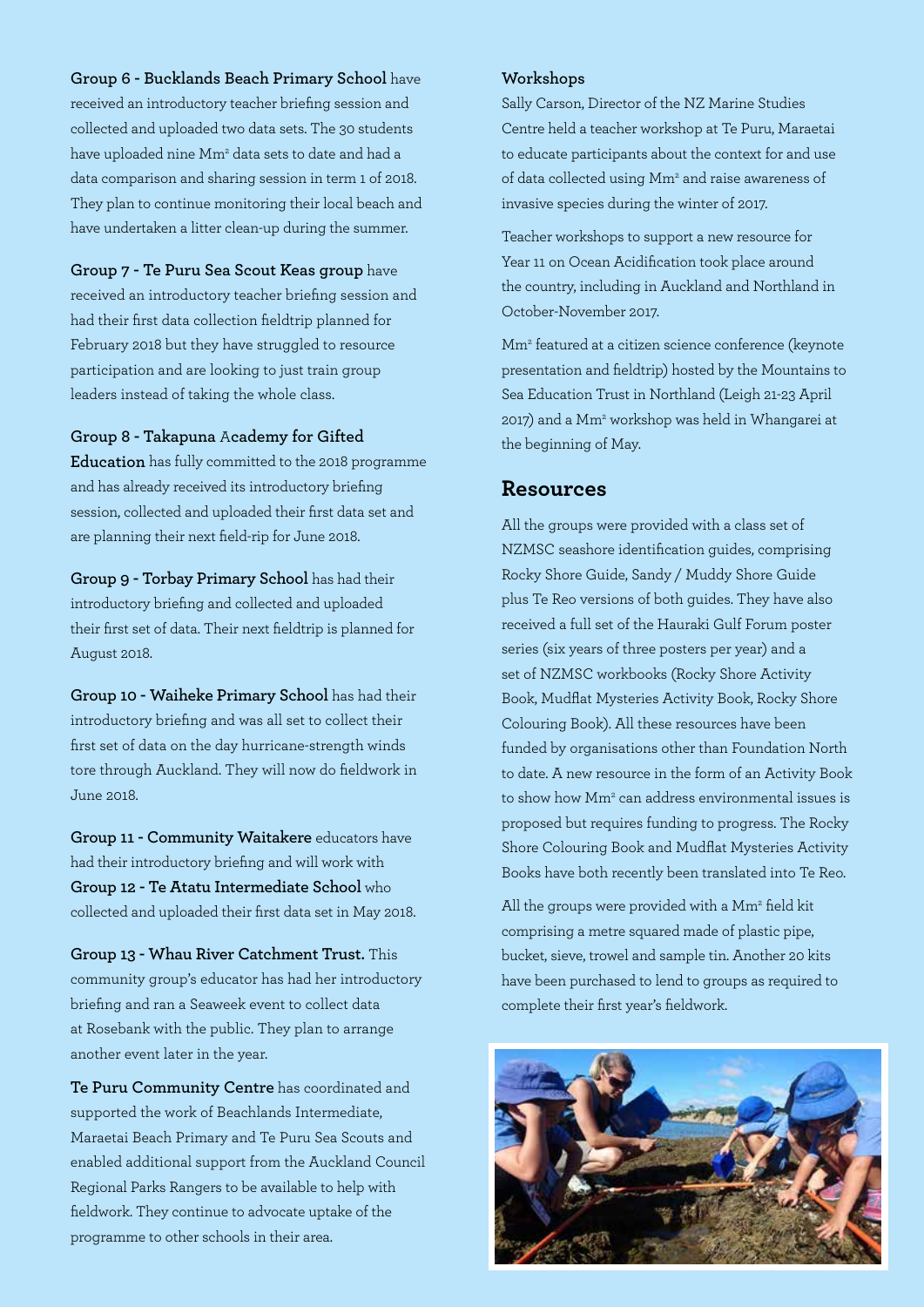**Group 6 - Bucklands Beach Primary School** have received an introductory teacher briefing session and collected and uploaded two data sets. The 30 students have uploaded nine Mm$^2$ data sets to date and had a data comparison and sharing session in term 1 of 2018. They plan to continue monitoring their local beach and have undertaken a litter clean-up during the summer.

**Group 7 - Te Puru Sea Scout Keas group** have received an introductory teacher briefing session and had their first data collection fieldtrip planned for February 2018 but they have struggled to resource participation and are looking to just train group leaders instead of taking the whole class.

**Group 8 - Takapuna Academy for Gifted Education** has fully committed to the 2018 programme and has already received its introductory briefing session, collected and uploaded their first data set and are planning their next field-rip for June 2018.

**Group 9 - Torbay Primary School** has had their introductory briefing and collected and uploaded their first set of data. Their next fieldtrip is planned for August 2018.

**Group 10 - Waiheke Primary School** has had their introductory briefing and was all set to collect their first set of data on the day hurricane-strength winds tore through Auckland. They will now do fieldwork in June 2018.

**Group 11 - Community Waitakere** educators have had their introductory briefing and will work with **Group 12 - Te Atatu Intermediate School** who collected and uploaded their first data set in May 2018.

**Group 13 - Whau River Catchment Trust.** This community group's educator has had her introductory briefing and ran a Seaweek event to collect data at Rosebank with the public. They plan to arrange another event later in the year.

**Te Puru Community Centre** has coordinated and supported the work of Beachlands Intermediate, Maraetai Beach Primary and Te Puru Sea Scouts and enabled additional support from the Auckland Council Regional Parks Rangers to be available to help with fieldwork. They continue to advocate uptake of the programme to other schools in their area.

**Workshops**

Sally Carson, Director of the NZ Marine Studies Centre held a teacher workshop at Te Puru, Maraetai to educate participants about the context for and use of data collected using Mm$^2$ and raise awareness of invasive species during the winter of 2017.

Teacher workshops to support a new resource for Year 11 on Ocean Acidification took place around the country, including in Auckland and Northland in October-November 2017.

Mm$^2$ featured at a citizen science conference (keynote presentation and fieldtrip) hosted by the Mountains to Sea Education Trust in Northland (Leigh 21-23 April 2017) and a Mm$^2$ workshop was held in Whangarei at the beginning of May.

## Resources

All the groups were provided with a class set of NZMSC seashore identification guides, comprising Rocky Shore Guide, Sandy / Muddy Shore Guide plus Te Reo versions of both guides. They have also received a full set of the Hauraki Gulf Forum poster series (six years of three posters per year) and a set of NZMSC workbooks (Rocky Shore Activity Book, Mudflat Mysteries Activity Book, Rocky Shore Colouring Book). All these resources have been funded by organisations other than Foundation North to date. A new resource in the form of an Activity Book to show how Mm$^2$ can address environmental issues is proposed but requires funding to progress. The Rocky Shore Colouring Book and Mudflat Mysteries Activity Books have both recently been translated into Te Reo.

All the groups were provided with a Mm$^2$ field kit comprising a metre squared made of plastic pipe, bucket, sieve, trowel and sample tin. Another 20 kits have been purchased to lend to groups as required to complete their first year's fieldwork.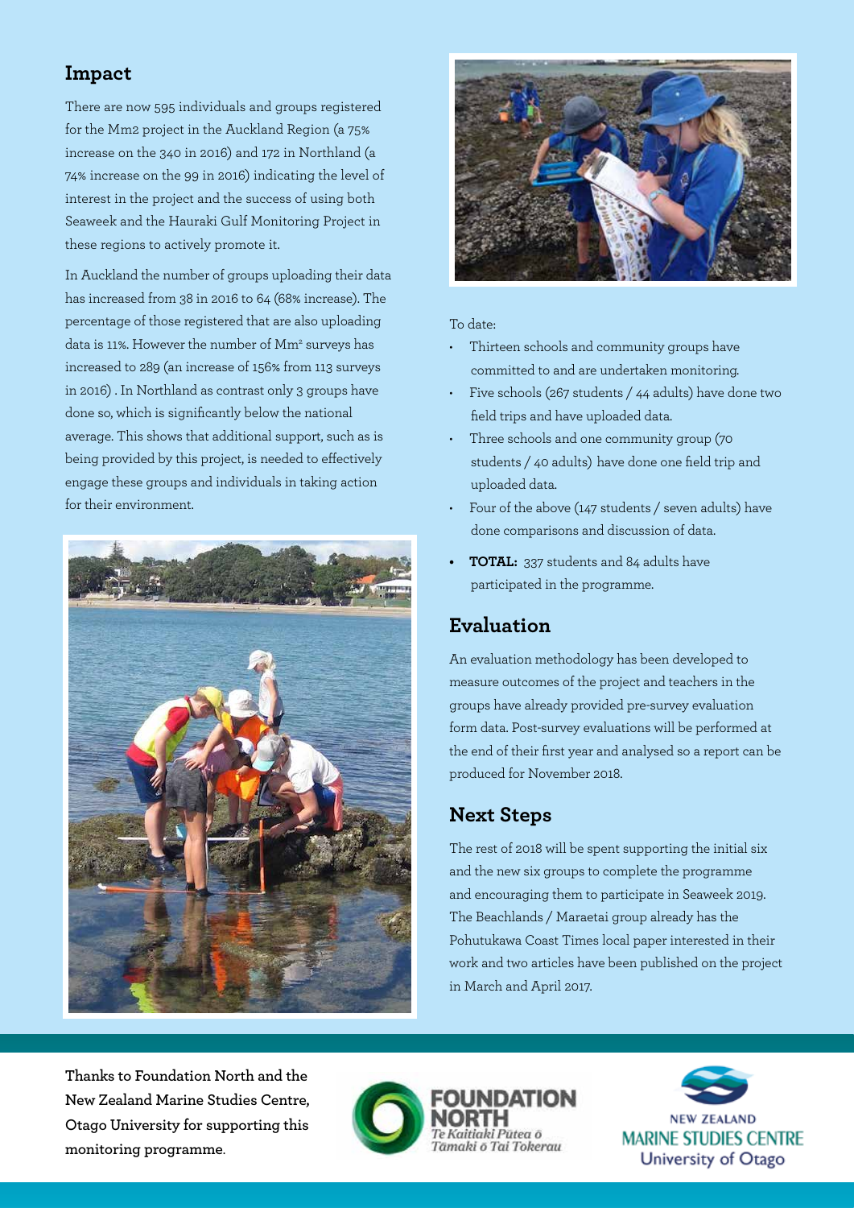## Impact

There are now 595 individuals and groups registered for the Mm2 project in the Auckland Region (a 75% increase on the 340 in 2016) and 172 in Northland (a 74% increase on the 99 in 2016) indicating the level of interest in the project and the success of using both Seaweek and the Hauraki Gulf Monitoring Project in these regions to actively promote it.

In Auckland the number of groups uploading their data has increased from 38 in 2016 to 64 (68% increase). The percentage of those registered that are also uploading data is 11%. However the number of $Mm^2$ surveys has increased to 289 (an increase of 156% from 113 surveys in 2016) . In Northland as contrast only 3 groups have done so, which is significantly below the national average. This shows that additional support, such as is being provided by this project, is needed to effectively engage these groups and individuals in taking action for their environment.

To date:

- Thirteen schools and community groups have committed to and are undertaken monitoring.
- Five schools (267 students / 44 adults) have done two field trips and have uploaded data.
- Three schools and one community group (70 students / 40 adults) have done one field trip and uploaded data.
- Four of the above (147 students / seven adults) have done comparisons and discussion of data.
- **TOTAL:** 337 students and 84 adults have participated in the programme.

## Evaluation

An evaluation methodology has been developed to measure outcomes of the project and teachers in the groups have already provided pre-survey evaluation form data. Post-survey evaluations will be performed at the end of their first year and analysed so a report can be produced for November 2018.

## Next Steps

The rest of 2018 will be spent supporting the initial six and the new six groups to complete the programme and encouraging them to participate in Seaweek 2019. The Beachlands / Maraetai group already has the Pohutukawa Coast Times local paper interested in their work and two articles have been published on the project in March and April 2017.

**Thanks to Foundation North and the New Zealand Marine Studies Centre, Otago University for supporting this monitoring programme.**